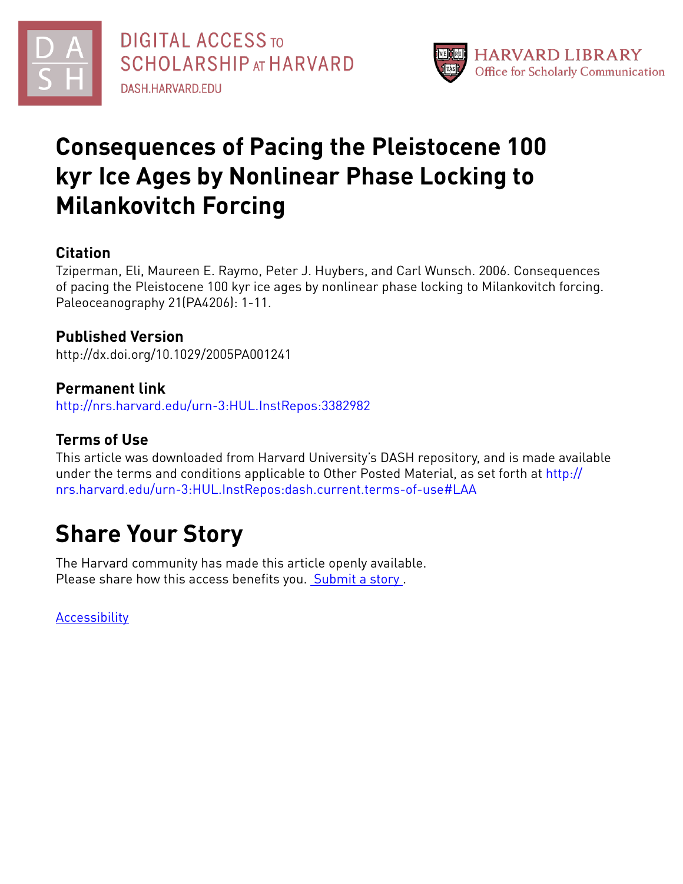DIGITAL ACCESS TO SCHOLARSHIP AT HARVARD

DASH.HARVARD.EDU

HARVARD LIBRARY

Office for Scholarly Communication

# Consequences of Pacing the Pleistocene 100 kyr Ice Ages by Nonlinear Phase Locking to Milankovitch Forcing

## Citation

Tziperman, Eli, Maureen E. Raymo, Peter J. Huybers, and Carl Wunsch. 2006. Consequences of pacing the Pleistocene 100 kyr ice ages by nonlinear phase locking to Milankovitch forcing. Paleoceanography 21(PA4206): 1-11.

## Published Version

http://dx.doi.org/10.1029/2005PA001241

## Permanent link

http://nrs.harvard.edu/urn-3:HUL.InstRepos:3382982

## Terms of Use

This article was downloaded from Harvard University's DASH repository, and is made available under the terms and conditions applicable to Other Posted Material, as set forth at http://nrs.harvard.edu/urn-3:HUL.InstRepos:dash.current.terms-of-use#LAA

# Share Your Story

The Harvard community has made this article openly available.
Please share how this access benefits you. Submit a story .

Accessibility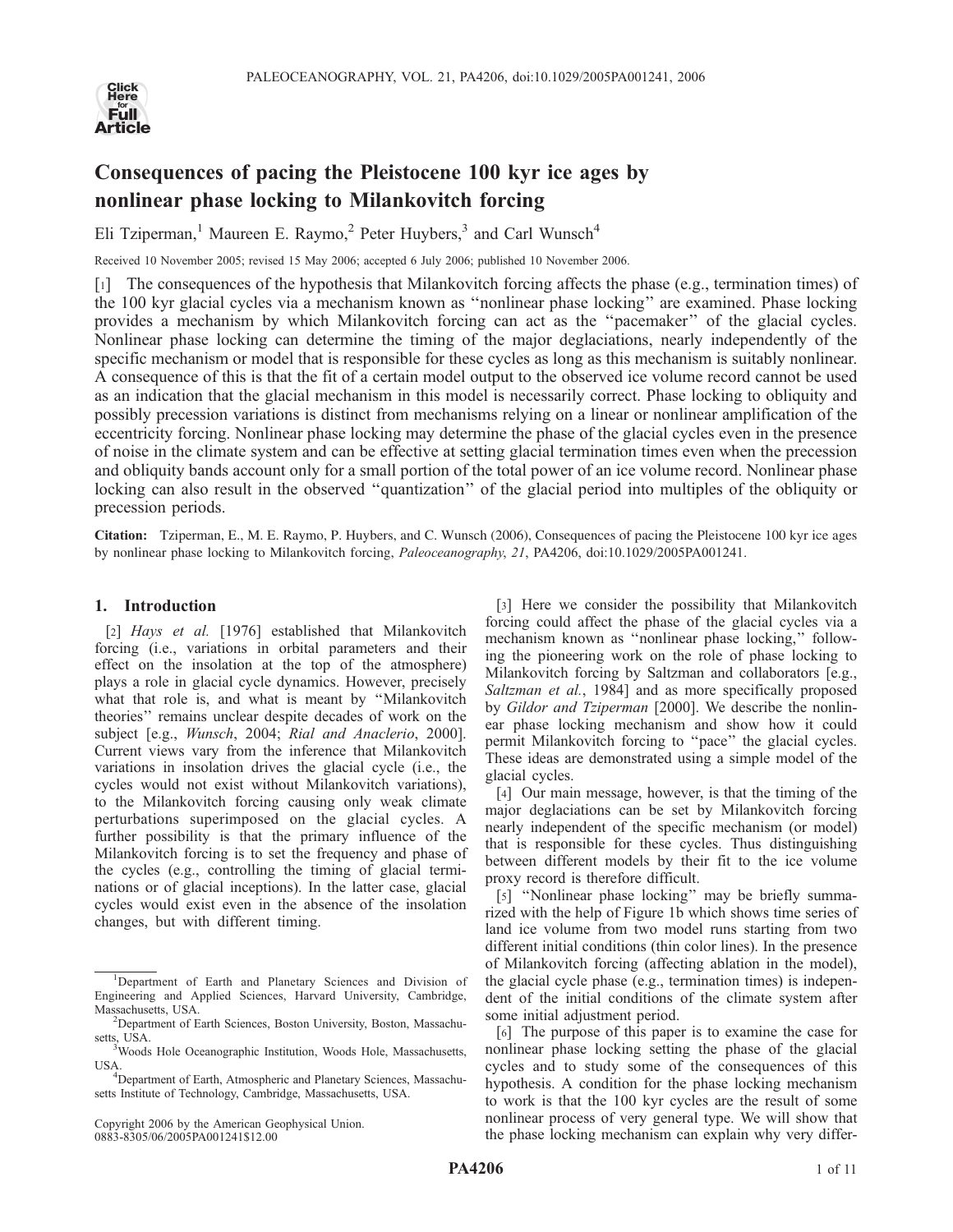# Consequences of pacing the Pleistocene 100 kyr ice ages by nonlinear phase locking to Milankovitch forcing

Eli Tziperman,[1] Maureen E. Raymo,[2] Peter Huybers,[3] and Carl Wunsch[4]

Received 10 November 2005; revised 15 May 2006; accepted 6 July 2006; published 10 November 2006.

[1] The consequences of the hypothesis that Milankovitch forcing affects the phase (e.g., termination times) of the 100 kyr glacial cycles via a mechanism known as ''nonlinear phase locking'' are examined. Phase locking provides a mechanism by which Milankovitch forcing can act as the ''pacemaker'' of the glacial cycles. Nonlinear phase locking can determine the timing of the major deglaciations, nearly independently of the specific mechanism or model that is responsible for these cycles as long as this mechanism is suitably nonlinear. A consequence of this is that the fit of a certain model output to the observed ice volume record cannot be used as an indication that the glacial mechanism in this model is necessarily correct. Phase locking to obliquity and possibly precession variations is distinct from mechanisms relying on a linear or nonlinear amplification of the eccentricity forcing. Nonlinear phase locking may determine the phase of the glacial cycles even in the presence of noise in the climate system and can be effective at setting glacial termination times even when the precession and obliquity bands account only for a small portion of the total power of an ice volume record. Nonlinear phase locking can also result in the observed ''quantization'' of the glacial period into multiples of the obliquity or precession periods.

**Citation:** Tziperman, E., M. E. Raymo, P. Huybers, and C. Wunsch (2006), Consequences of pacing the Pleistocene 100 kyr ice ages by nonlinear phase locking to Milankovitch forcing, *Paleoceanography*, *21*, PA4206, doi:10.1029/2005PA001241.

## 1. Introduction

[2] *Hays et al.* [1976] established that Milankovitch forcing (i.e., variations in orbital parameters and their effect on the insolation at the top of the atmosphere) plays a role in glacial cycle dynamics. However, precisely what that role is, and what is meant by ''Milankovitch theories'' remains unclear despite decades of work on the subject [e.g., *Wunsch*, 2004; *Rial and Anaclerio*, 2000]. Current views vary from the inference that Milankovitch variations in insolation drives the glacial cycle (i.e., the cycles would not exist without Milankovitch variations), to the Milankovitch forcing causing only weak climate perturbations superimposed on the glacial cycles. A further possibility is that the primary influence of the Milankovitch forcing is to set the frequency and phase of the cycles (e.g., controlling the timing of glacial terminations or of glacial inceptions). In the latter case, glacial cycles would exist even in the absence of the insolation changes, but with different timing.

[3] Here we consider the possibility that Milankovitch forcing could affect the phase of the glacial cycles via a mechanism known as ''nonlinear phase locking,'' following the pioneering work on the role of phase locking to Milankovitch forcing by Saltzman and collaborators [e.g., *Saltzman et al.*, 1984] and as more specifically proposed by *Gildor and Tziperman* [2000]. We describe the nonlinear phase locking mechanism and show how it could permit Milankovitch forcing to ''pace'' the glacial cycles. These ideas are demonstrated using a simple model of the glacial cycles.

[4] Our main message, however, is that the timing of the major deglaciations can be set by Milankovitch forcing nearly independent of the specific mechanism (or model) that is responsible for these cycles. Thus distinguishing between different models by their fit to the ice volume proxy record is therefore difficult.

[5] ''Nonlinear phase locking'' may be briefly summarized with the help of Figure 1b which shows time series of land ice volume from two model runs starting from two different initial conditions (thin color lines). In the presence of Milankovitch forcing (affecting ablation in the model), the glacial cycle phase (e.g., termination times) is independent of the initial conditions of the climate system after some initial adjustment period.

[6] The purpose of this paper is to examine the case for nonlinear phase locking setting the phase of the glacial cycles and to study some of the consequences of this hypothesis. A condition for the phase locking mechanism to work is that the 100 kyr cycles are the result of some nonlinear process of very general type. We will show that the phase locking mechanism can explain why very differ-

---

[1] Department of Earth and Planetary Sciences and Division of Engineering and Applied Sciences, Harvard University, Cambridge, Massachusetts, USA.

[2] Department of Earth Sciences, Boston University, Boston, Massachusetts, USA.

[3] Woods Hole Oceanographic Institution, Woods Hole, Massachusetts, USA.

[4] Department of Earth, Atmospheric and Planetary Sciences, Massachusetts Institute of Technology, Cambridge, Massachusetts, USA.

Copyright 2006 by the American Geophysical Union.
0883-8305/06/2005PA001241$12.00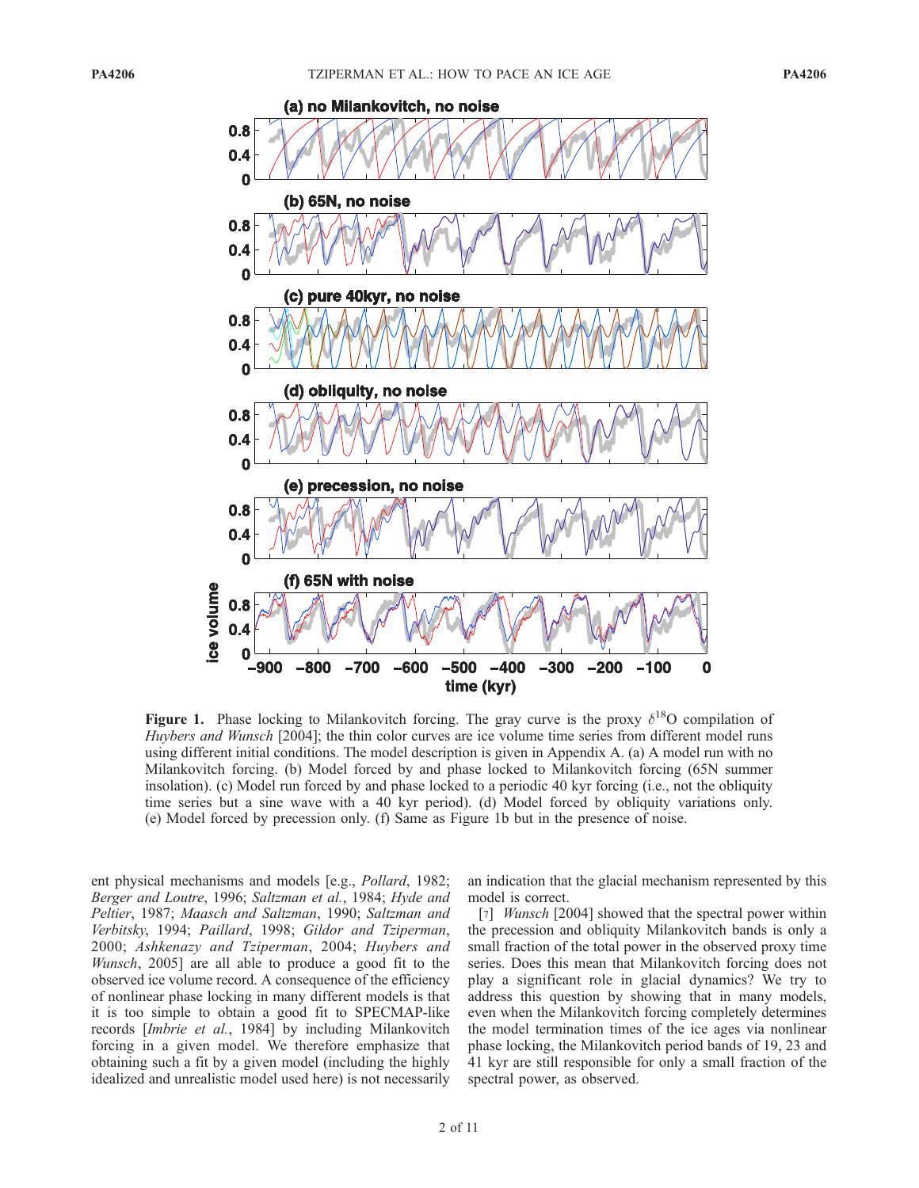**Figure 1.** Phase locking to Milankovitch forcing. The gray curve is the proxy $\delta^{18}$O compilation of *Huybers and Wunsch* [2004]; the thin color curves are ice volume time series from different model runs using different initial conditions. The model description is given in Appendix A. (a) A model run with no Milankovitch forcing. (b) Model forced by and phase locked to Milankovitch forcing (65N summer insolation). (c) Model run forced by and phase locked to a periodic 40 kyr forcing (i.e., not the obliquity time series but a sine wave with a 40 kyr period). (d) Model forced by obliquity variations only. (e) Model forced by precession only. (f) Same as Figure 1b but in the presence of noise.

ent physical mechanisms and models [e.g., *Pollard*, 1982; *Berger and Loutre*, 1996; *Saltzman et al.*, 1984; *Hyde and Peltier*, 1987; *Maasch and Saltzman*, 1990; *Saltzman and Verbitsky*, 1994; *Paillard*, 1998; *Gildor and Tziperman*, 2000; *Ashkenazy and Tziperman*, 2004; *Huybers and Wunsch*, 2005] are all able to produce a good fit to the observed ice volume record. A consequence of the efficiency of nonlinear phase locking in many different models is that it is too simple to obtain a good fit to SPECMAP-like records [*Imbrie et al.*, 1984] by including Milankovitch forcing in a given model. We therefore emphasize that obtaining such a fit by a given model (including the highly idealized and unrealistic model used here) is not necessarily an indication that the glacial mechanism represented by this model is correct.

[7] *Wunsch* [2004] showed that the spectral power within the precession and obliquity Milankovitch bands is only a small fraction of the total power in the observed proxy time series. Does this mean that Milankovitch forcing does not play a significant role in glacial dynamics? We try to address this question by showing that in many models, even when the Milankovitch forcing completely determines the model termination times of the ice ages via nonlinear phase locking, the Milankovitch period bands of 19, 23 and 41 kyr are still responsible for only a small fraction of the spectral power, as observed.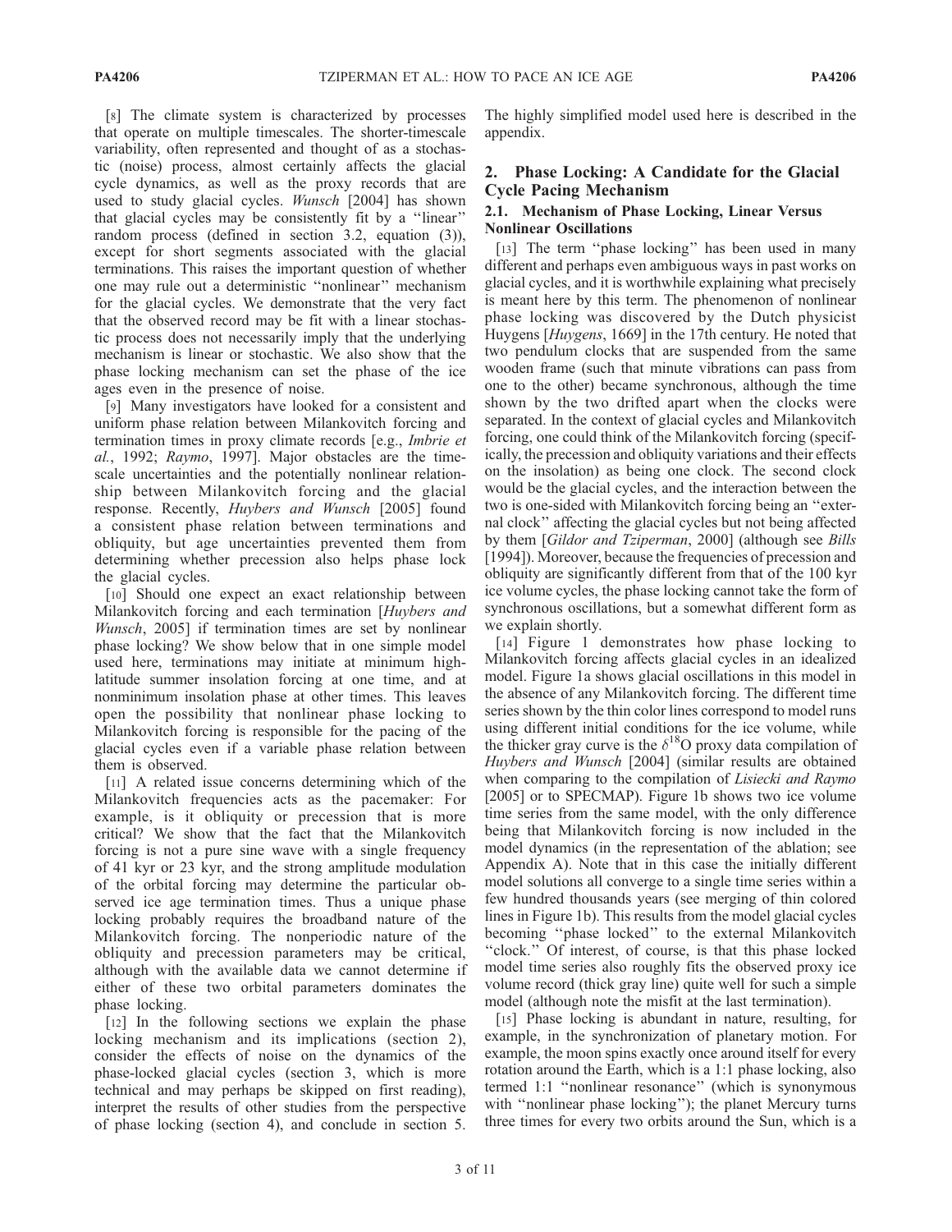[8] The climate system is characterized by processes that operate on multiple timescales. The shorter-timescale variability, often represented and thought of as a stochastic (noise) process, almost certainly affects the glacial cycle dynamics, as well as the proxy records that are used to study glacial cycles. *Wunsch* [2004] has shown that glacial cycles may be consistently fit by a "linear" random process (defined in section 3.2, equation (3)), except for short segments associated with the glacial terminations. This raises the important question of whether one may rule out a deterministic "nonlinear" mechanism for the glacial cycles. We demonstrate that the very fact that the observed record may be fit with a linear stochastic process does not necessarily imply that the underlying mechanism is linear or stochastic. We also show that the phase locking mechanism can set the phase of the ice ages even in the presence of noise.

[9] Many investigators have looked for a consistent and uniform phase relation between Milankovitch forcing and termination times in proxy climate records [e.g., *Imbrie et al.*, 1992; *Raymo*, 1997]. Major obstacles are the timescale uncertainties and the potentially nonlinear relationship between Milankovitch forcing and the glacial response. Recently, *Huybers and Wunsch* [2005] found a consistent phase relation between terminations and obliquity, but age uncertainties prevented them from determining whether precession also helps phase lock the glacial cycles.

[10] Should one expect an exact relationship between Milankovitch forcing and each termination [*Huybers and Wunsch*, 2005] if termination times are set by nonlinear phase locking? We show below that in one simple model used here, terminations may initiate at minimum high-latitude summer insolation forcing at one time, and at nonminimum insolation phase at other times. This leaves open the possibility that nonlinear phase locking to Milankovitch forcing is responsible for the pacing of the glacial cycles even if a variable phase relation between them is observed.

[11] A related issue concerns determining which of the Milankovitch frequencies acts as the pacemaker: For example, is it obliquity or precession that is more critical? We show that the fact that the Milankovitch forcing is not a pure sine wave with a single frequency of 41 kyr or 23 kyr, and the strong amplitude modulation of the orbital forcing may determine the particular observed ice age termination times. Thus a unique phase locking probably requires the broadband nature of the Milankovitch forcing. The nonperiodic nature of the obliquity and precession parameters may be critical, although with the available data we cannot determine if either of these two orbital parameters dominates the phase locking.

[12] In the following sections we explain the phase locking mechanism and its implications (section 2), consider the effects of noise on the dynamics of the phase-locked glacial cycles (section 3, which is more technical and may perhaps be skipped on first reading), interpret the results of other studies from the perspective of phase locking (section 4), and conclude in section 5. The highly simplified model used here is described in the appendix.

## 2. Phase Locking: A Candidate for the Glacial Cycle Pacing Mechanism

### 2.1. Mechanism of Phase Locking, Linear Versus Nonlinear Oscillations

[13] The term "phase locking" has been used in many different and perhaps even ambiguous ways in past works on glacial cycles, and it is worthwhile explaining what precisely is meant here by this term. The phenomenon of nonlinear phase locking was discovered by the Dutch physicist Huygens [*Huygens*, 1669] in the 17th century. He noted that two pendulum clocks that are suspended from the same wooden frame (such that minute vibrations can pass from one to the other) became synchronous, although the time shown by the two drifted apart when the clocks were separated. In the context of glacial cycles and Milankovitch forcing, one could think of the Milankovitch forcing (specifically, the precession and obliquity variations and their effects on the insolation) as being one clock. The second clock would be the glacial cycles, and the interaction between the two is one-sided with Milankovitch forcing being an "external clock" affecting the glacial cycles but not being affected by them [*Gildor and Tziperman*, 2000] (although see *Bills* [1994]). Moreover, because the frequencies of precession and obliquity are significantly different from that of the 100 kyr ice volume cycles, the phase locking cannot take the form of synchronous oscillations, but a somewhat different form as we explain shortly.

[14] Figure 1 demonstrates how phase locking to Milankovitch forcing affects glacial cycles in an idealized model. Figure 1a shows glacial oscillations in this model in the absence of any Milankovitch forcing. The different time series shown by the thin color lines correspond to model runs using different initial conditions for the ice volume, while the thicker gray curve is the $\delta^{18}$O proxy data compilation of *Huybers and Wunsch* [2004] (similar results are obtained when comparing to the compilation of *Lisiecki and Raymo* [2005] or to SPECMAP). Figure 1b shows two ice volume time series from the same model, with the only difference being that Milankovitch forcing is now included in the model dynamics (in the representation of the ablation; see Appendix A). Note that in this case the initially different model solutions all converge to a single time series within a few hundred thousands years (see merging of thin colored lines in Figure 1b). This results from the model glacial cycles becoming "phase locked" to the external Milankovitch "clock." Of interest, of course, is that this phase locked model time series also roughly fits the observed proxy ice volume record (thick gray line) quite well for such a simple model (although note the misfit at the last termination).

[15] Phase locking is abundant in nature, resulting, for example, in the synchronization of planetary motion. For example, the moon spins exactly once around itself for every rotation around the Earth, which is a 1:1 phase locking, also termed 1:1 "nonlinear resonance" (which is synonymous with "nonlinear phase locking"); the planet Mercury turns three times for every two orbits around the Sun, which is a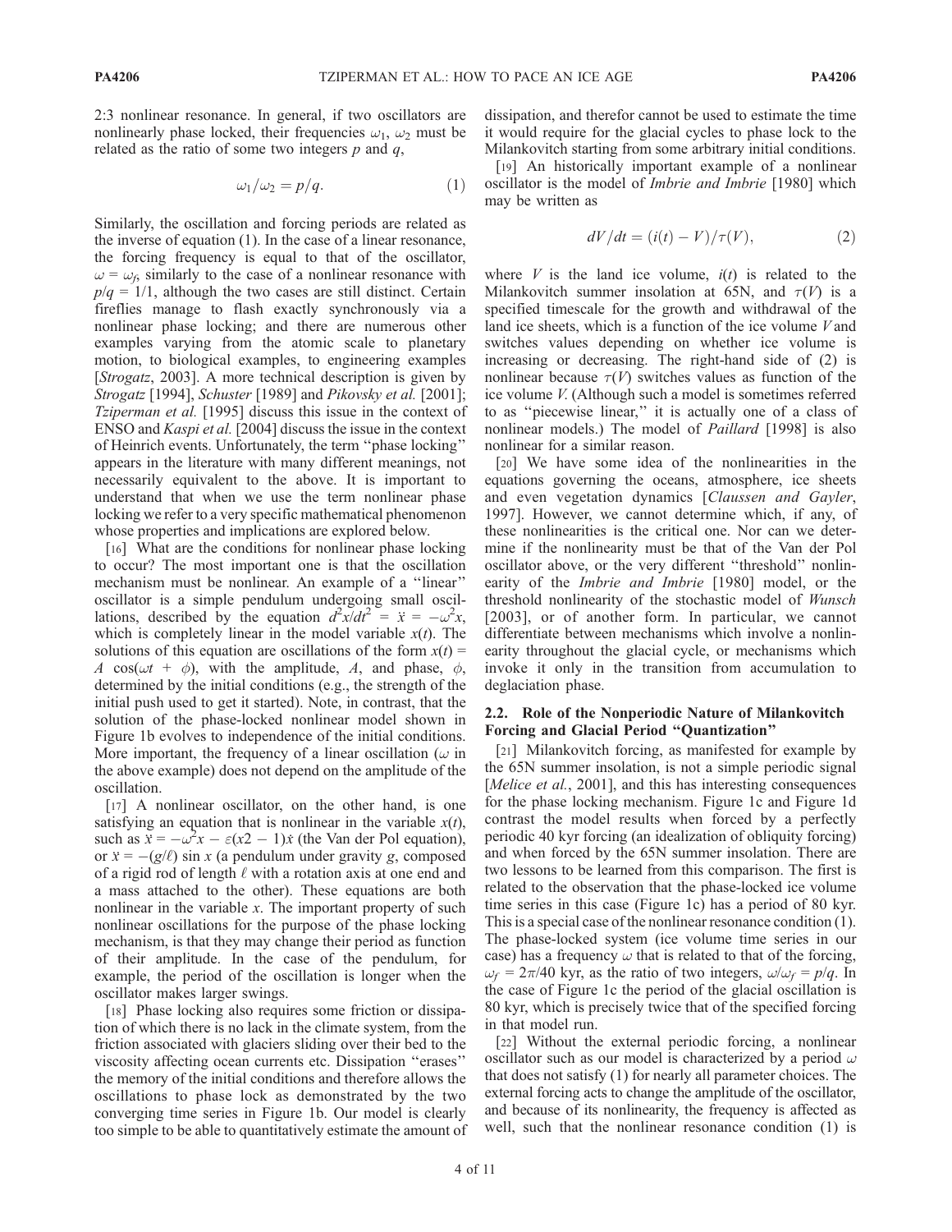2:3 nonlinear resonance. In general, if two oscillators are nonlinearly phase locked, their frequencies $\omega_1$, $\omega_2$ must be related as the ratio of some two integers $p$ and $q$,

$$\omega_1/\omega_2 = p/q. \tag{1}$$

Similarly, the oscillation and forcing periods are related as the inverse of equation (1). In the case of a linear resonance, the forcing frequency is equal to that of the oscillator, $\omega = \omega_f$, similarly to the case of a nonlinear resonance with $p/q = 1/1$, although the two cases are still distinct. Certain fireflies manage to flash exactly synchronously via a nonlinear phase locking; and there are numerous other examples varying from the atomic scale to planetary motion, to biological examples, to engineering examples [*Strogatz*, 2003]. A more technical description is given by *Strogatz* [1994], *Schuster* [1989] and *Pikovsky et al.* [2001]; *Tziperman et al.* [1995] discuss this issue in the context of ENSO and *Kaspi et al.* [2004] discuss the issue in the context of Heinrich events. Unfortunately, the term ''phase locking'' appears in the literature with many different meanings, not necessarily equivalent to the above. It is important to understand that when we use the term nonlinear phase locking we refer to a very specific mathematical phenomenon whose properties and implications are explored below.

[16] What are the conditions for nonlinear phase locking to occur? The most important one is that the oscillation mechanism must be nonlinear. An example of a ''linear'' oscillator is a simple pendulum undergoing small oscillations, described by the equation $d^2x/dt^2 = \ddot{x} = -\omega^2 x$, which is completely linear in the model variable $x(t)$. The solutions of this equation are oscillations of the form $x(t) = A\cos(\omega t + \phi)$, with the amplitude, $A$, and phase, $\phi$, determined by the initial conditions (e.g., the strength of the initial push used to get it started). Note, in contrast, that the solution of the phase-locked nonlinear model shown in Figure 1b evolves to independence of the initial conditions. More important, the frequency of a linear oscillation ($\omega$ in the above example) does not depend on the amplitude of the oscillation.

[17] A nonlinear oscillator, on the other hand, is one satisfying an equation that is nonlinear in the variable $x(t)$, such as $\ddot{x} = -\omega^2 x - \varepsilon(x2 - 1)\dot{x}$ (the Van der Pol equation), or $\ddot{x} = -(g/\ell)\sin x$ (a pendulum under gravity $g$, composed of a rigid rod of length $\ell$ with a rotation axis at one end and a mass attached to the other). These equations are both nonlinear in the variable $x$. The important property of such nonlinear oscillations for the purpose of the phase locking mechanism, is that they may change their period as function of their amplitude. In the case of the pendulum, for example, the period of the oscillation is longer when the oscillator makes larger swings.

[18] Phase locking also requires some friction or dissipation of which there is no lack in the climate system, from the friction associated with glaciers sliding over their bed to the viscosity affecting ocean currents etc. Dissipation ''erases'' the memory of the initial conditions and therefore allows the oscillations to phase lock as demonstrated by the two converging time series in Figure 1b. Our model is clearly too simple to be able to quantitatively estimate the amount of dissipation, and therefor cannot be used to estimate the time it would require for the glacial cycles to phase lock to the Milankovitch starting from some arbitrary initial conditions.

[19] An historically important example of a nonlinear oscillator is the model of *Imbrie and Imbrie* [1980] which may be written as

$$dV/dt = (i(t) - V)/\tau(V), \tag{2}$$

where $V$ is the land ice volume, $i(t)$ is related to the Milankovitch summer insolation at 65N, and $\tau(V)$ is a specified timescale for the growth and withdrawal of the land ice sheets, which is a function of the ice volume $V$ and switches values depending on whether ice volume is increasing or decreasing. The right-hand side of (2) is nonlinear because $\tau(V)$ switches values as function of the ice volume $V$. (Although such a model is sometimes referred to as ''piecewise linear,'' it is actually one of a class of nonlinear models.) The model of *Paillard* [1998] is also nonlinear for a similar reason.

[20] We have some idea of the nonlinearities in the equations governing the oceans, atmosphere, ice sheets and even vegetation dynamics [*Claussen and Gayler*, 1997]. However, we cannot determine which, if any, of these nonlinearities is the critical one. Nor can we determine if the nonlinearity must be that of the Van der Pol oscillator above, or the very different ''threshold'' nonlinearity of the *Imbrie and Imbrie* [1980] model, or the threshold nonlinearity of the stochastic model of *Wunsch* [2003], or of another form. In particular, we cannot differentiate between mechanisms which involve a nonlinearity throughout the glacial cycle, or mechanisms which invoke it only in the transition from accumulation to deglaciation phase.

### 2.2. Role of the Nonperiodic Nature of Milankovitch Forcing and Glacial Period ''Quantization''

[21] Milankovitch forcing, as manifested for example by the 65N summer insolation, is not a simple periodic signal [*Melice et al.*, 2001], and this has interesting consequences for the phase locking mechanism. Figure 1c and Figure 1d contrast the model results when forced by a perfectly periodic 40 kyr forcing (an idealization of obliquity forcing) and when forced by the 65N summer insolation. There are two lessons to be learned from this comparison. The first is related to the observation that the phase-locked ice volume time series in this case (Figure 1c) has a period of 80 kyr. This is a special case of the nonlinear resonance condition (1). The phase-locked system (ice volume time series in our case) has a frequency $\omega$ that is related to that of the forcing, $\omega_f = 2\pi/40$ kyr, as the ratio of two integers, $\omega/\omega_f = p/q$. In the case of Figure 1c the period of the glacial oscillation is 80 kyr, which is precisely twice that of the specified forcing in that model run.

[22] Without the external periodic forcing, a nonlinear oscillator such as our model is characterized by a period $\omega$ that does not satisfy (1) for nearly all parameter choices. The external forcing acts to change the amplitude of the oscillator, and because of its nonlinearity, the frequency is affected as well, such that the nonlinear resonance condition (1) is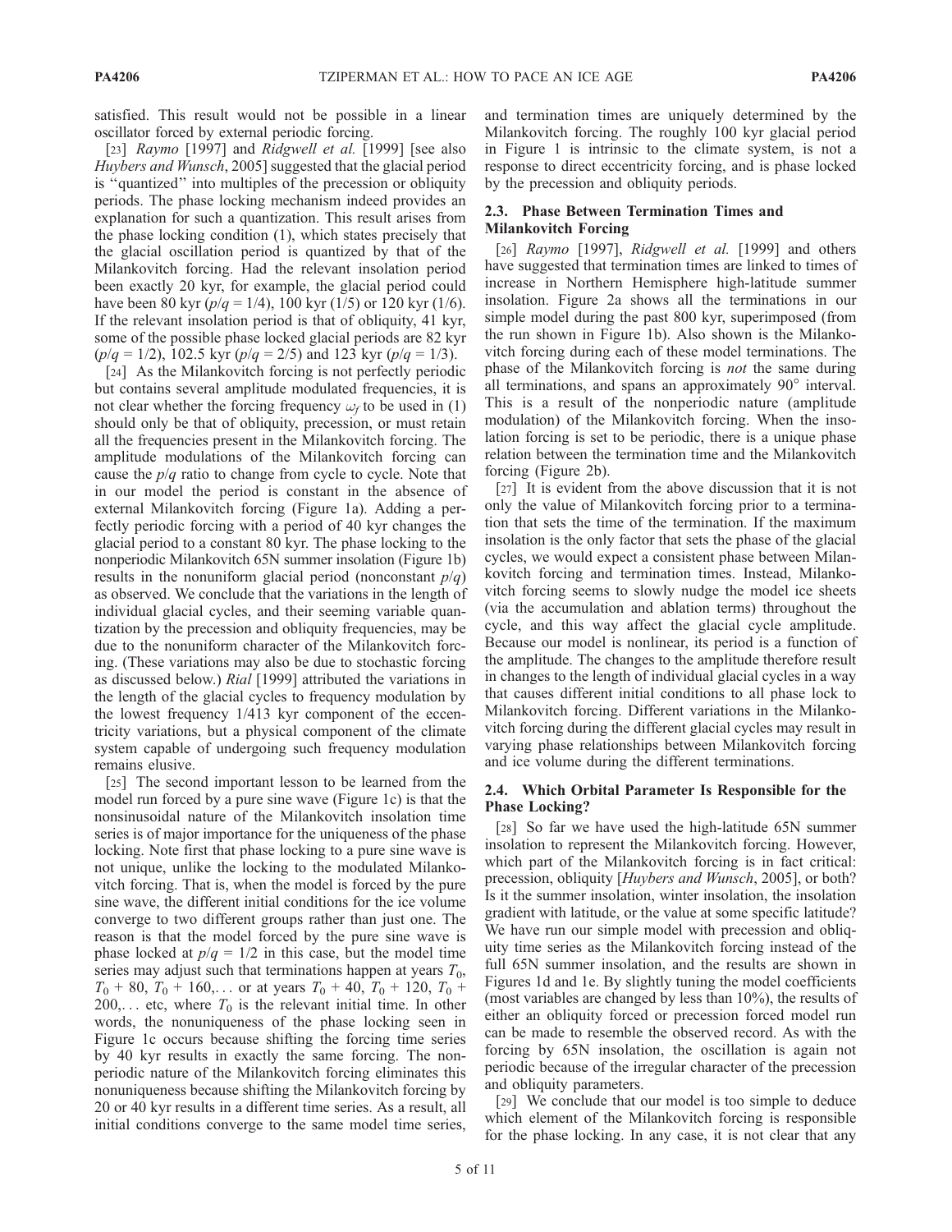satisfied. This result would not be possible in a linear oscillator forced by external periodic forcing.

[23] *Raymo* [1997] and *Ridgwell et al.* [1999] [see also *Huybers and Wunsch*, 2005] suggested that the glacial period is "quantized" into multiples of the precession or obliquity periods. The phase locking mechanism indeed provides an explanation for such a quantization. This result arises from the phase locking condition (1), which states precisely that the glacial oscillation period is quantized by that of the Milankovitch forcing. Had the relevant insolation period been exactly 20 kyr, for example, the glacial period could have been 80 kyr ($p/q$ = 1/4), 100 kyr (1/5) or 120 kyr (1/6). If the relevant insolation period is that of obliquity, 41 kyr, some of the possible phase locked glacial periods are 82 kyr ($p/q$ = 1/2), 102.5 kyr ($p/q$ = 2/5) and 123 kyr ($p/q$ = 1/3).

[24] As the Milankovitch forcing is not perfectly periodic but contains several amplitude modulated frequencies, it is not clear whether the forcing frequency $\omega_f$ to be used in (1) should only be that of obliquity, precession, or must retain all the frequencies present in the Milankovitch forcing. The amplitude modulations of the Milankovitch forcing can cause the $p/q$ ratio to change from cycle to cycle. Note that in our model the period is constant in the absence of external Milankovitch forcing (Figure 1a). Adding a perfectly periodic forcing with a period of 40 kyr changes the glacial period to a constant 80 kyr. The phase locking to the nonperiodic Milankovitch 65N summer insolation (Figure 1b) results in the nonuniform glacial period (nonconstant $p/q$) as observed. We conclude that the variations in the length of individual glacial cycles, and their seeming variable quantization by the precession and obliquity frequencies, may be due to the nonuniform character of the Milankovitch forcing. (These variations may also be due to stochastic forcing as discussed below.) *Rial* [1999] attributed the variations in the length of the glacial cycles to frequency modulation by the lowest frequency 1/413 kyr component of the eccentricity variations, but a physical component of the climate system capable of undergoing such frequency modulation remains elusive.

[25] The second important lesson to be learned from the model run forced by a pure sine wave (Figure 1c) is that the nonsinusoidal nature of the Milankovitch insolation time series is of major importance for the uniqueness of the phase locking. Note first that phase locking to a pure sine wave is not unique, unlike the locking to the modulated Milankovitch forcing. That is, when the model is forced by the pure sine wave, the different initial conditions for the ice volume converge to two different groups rather than just one. The reason is that the model forced by the pure sine wave is phase locked at $p/q$ = 1/2 in this case, but the model time series may adjust such that terminations happen at years $T_0$, $T_0$ + 80, $T_0$ + 160,... or at years $T_0$ + 40, $T_0$ + 120, $T_0$ + 200,... etc, where $T_0$ is the relevant initial time. In other words, the nonuniqueness of the phase locking seen in Figure 1c occurs because shifting the forcing time series by 40 kyr results in exactly the same forcing. The nonperiodic nature of the Milankovitch forcing eliminates this nonuniqueness because shifting the Milankovitch forcing by 20 or 40 kyr results in a different time series. As a result, all initial conditions converge to the same model time series, and termination times are uniquely determined by the Milankovitch forcing. The roughly 100 kyr glacial period in Figure 1 is intrinsic to the climate system, is not a response to direct eccentricity forcing, and is phase locked by the precession and obliquity periods.

### 2.3. Phase Between Termination Times and Milankovitch Forcing

[26] *Raymo* [1997], *Ridgwell et al.* [1999] and others have suggested that termination times are linked to times of increase in Northern Hemisphere high-latitude summer insolation. Figure 2a shows all the terminations in our simple model during the past 800 kyr, superimposed (from the run shown in Figure 1b). Also shown is the Milankovitch forcing during each of these model terminations. The phase of the Milankovitch forcing is *not* the same during all terminations, and spans an approximately 90° interval. This is a result of the nonperiodic nature (amplitude modulation) of the Milankovitch forcing. When the insolation forcing is set to be periodic, there is a unique phase relation between the termination time and the Milankovitch forcing (Figure 2b).

[27] It is evident from the above discussion that it is not only the value of Milankovitch forcing prior to a termination that sets the time of the termination. If the maximum insolation is the only factor that sets the phase of the glacial cycles, we would expect a consistent phase between Milankovitch forcing and termination times. Instead, Milankovitch forcing seems to slowly nudge the model ice sheets (via the accumulation and ablation terms) throughout the cycle, and this way affect the glacial cycle amplitude. Because our model is nonlinear, its period is a function of the amplitude. The changes to the amplitude therefore result in changes to the length of individual glacial cycles in a way that causes different initial conditions to all phase lock to Milankovitch forcing. Different variations in the Milankovitch forcing during the different glacial cycles may result in varying phase relationships between Milankovitch forcing and ice volume during the different terminations.

### 2.4. Which Orbital Parameter Is Responsible for the Phase Locking?

[28] So far we have used the high-latitude 65N summer insolation to represent the Milankovitch forcing. However, which part of the Milankovitch forcing is in fact critical: precession, obliquity [*Huybers and Wunsch*, 2005], or both? Is it the summer insolation, winter insolation, the insolation gradient with latitude, or the value at some specific latitude? We have run our simple model with precession and obliquity time series as the Milankovitch forcing instead of the full 65N summer insolation, and the results are shown in Figures 1d and 1e. By slightly tuning the model coefficients (most variables are changed by less than 10%), the results of either an obliquity forced or precession forced model run can be made to resemble the observed record. As with the forcing by 65N insolation, the oscillation is again not periodic because of the irregular character of the precession and obliquity parameters.

[29] We conclude that our model is too simple to deduce which element of the Milankovitch forcing is responsible for the phase locking. In any case, it is not clear that any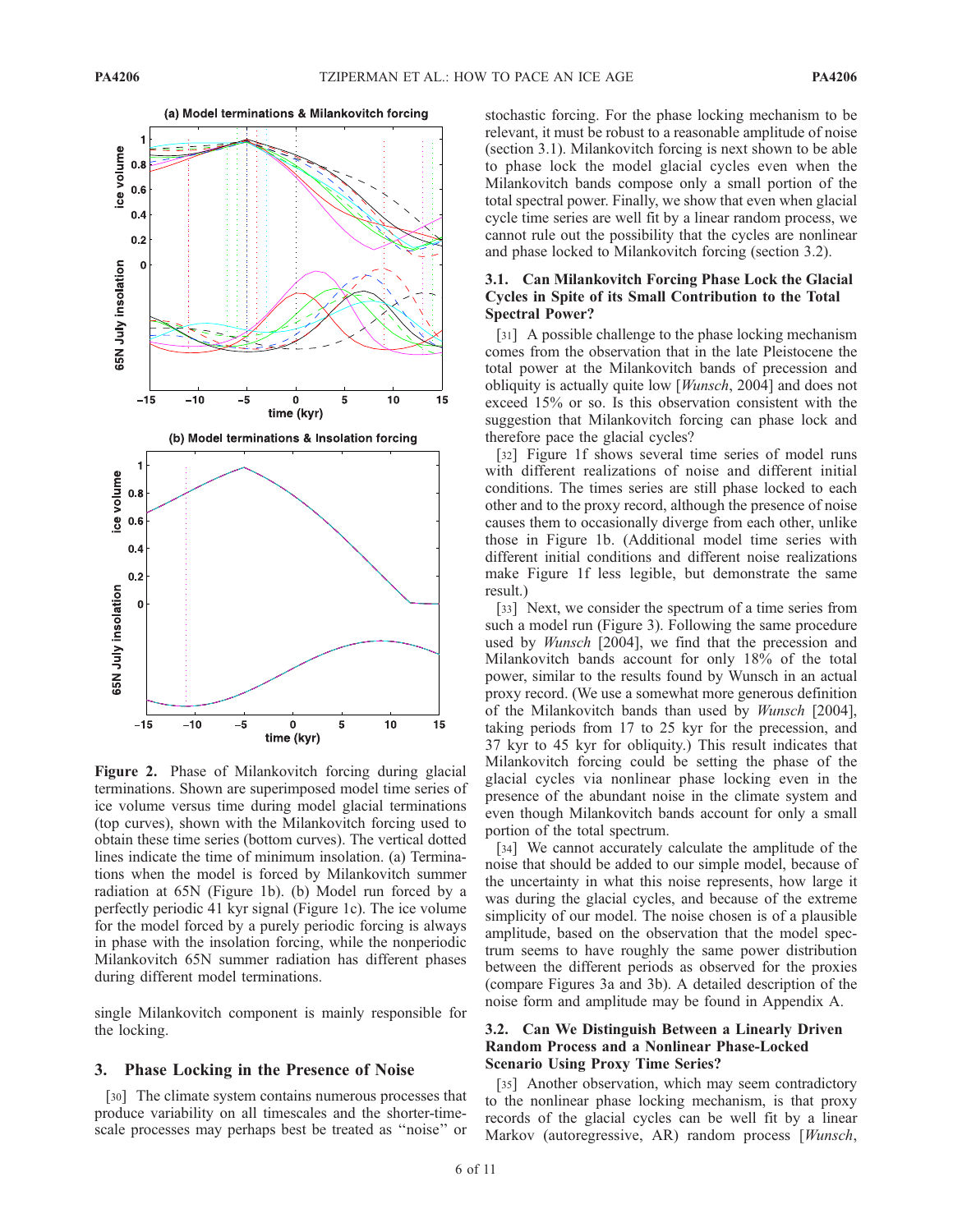Figure 2. Phase of Milankovitch forcing during glacial terminations. Shown are superimposed model time series of ice volume versus time during model glacial terminations (top curves), shown with the Milankovitch forcing used to obtain these time series (bottom curves). The vertical dotted lines indicate the time of minimum insolation. (a) Terminations when the model is forced by Milankovitch summer radiation at 65N (Figure 1b). (b) Model run forced by a perfectly periodic 41 kyr signal (Figure 1c). The ice volume for the model forced by a purely periodic forcing is always in phase with the insolation forcing, while the nonperiodic Milankovitch 65N summer radiation has different phases during different model terminations.

single Milankovitch component is mainly responsible for the locking.

## 3. Phase Locking in the Presence of Noise

[30] The climate system contains numerous processes that produce variability on all timescales and the shorter-timescale processes may perhaps best be treated as "noise" or stochastic forcing. For the phase locking mechanism to be relevant, it must be robust to a reasonable amplitude of noise (section 3.1). Milankovitch forcing is next shown to be able to phase lock the model glacial cycles even when the Milankovitch bands compose only a small portion of the total spectral power. Finally, we show that even when glacial cycle time series are well fit by a linear random process, we cannot rule out the possibility that the cycles are nonlinear and phase locked to Milankovitch forcing (section 3.2).

### 3.1. Can Milankovitch Forcing Phase Lock the Glacial Cycles in Spite of its Small Contribution to the Total Spectral Power?

[31] A possible challenge to the phase locking mechanism comes from the observation that in the late Pleistocene the total power at the Milankovitch bands of precession and obliquity is actually quite low [*Wunsch*, 2004] and does not exceed 15% or so. Is this observation consistent with the suggestion that Milankovitch forcing can phase lock and therefore pace the glacial cycles?

[32] Figure 1f shows several time series of model runs with different realizations of noise and different initial conditions. The times series are still phase locked to each other and to the proxy record, although the presence of noise causes them to occasionally diverge from each other, unlike those in Figure 1b. (Additional model time series with different initial conditions and different noise realizations make Figure 1f less legible, but demonstrate the same result.)

[33] Next, we consider the spectrum of a time series from such a model run (Figure 3). Following the same procedure used by *Wunsch* [2004], we find that the precession and Milankovitch bands account for only 18% of the total power, similar to the results found by Wunsch in an actual proxy record. (We use a somewhat more generous definition of the Milankovitch bands than used by *Wunsch* [2004], taking periods from 17 to 25 kyr for the precession, and 37 kyr to 45 kyr for obliquity.) This result indicates that Milankovitch forcing could be setting the phase of the glacial cycles via nonlinear phase locking even in the presence of the abundant noise in the climate system and even though Milankovitch bands account for only a small portion of the total spectrum.

[34] We cannot accurately calculate the amplitude of the noise that should be added to our simple model, because of the uncertainty in what this noise represents, how large it was during the glacial cycles, and because of the extreme simplicity of our model. The noise chosen is of a plausible amplitude, based on the observation that the model spectrum seems to have roughly the same power distribution between the different periods as observed for the proxies (compare Figures 3a and 3b). A detailed description of the noise form and amplitude may be found in Appendix A.

### 3.2. Can We Distinguish Between a Linearly Driven Random Process and a Nonlinear Phase-Locked Scenario Using Proxy Time Series?

[35] Another observation, which may seem contradictory to the nonlinear phase locking mechanism, is that proxy records of the glacial cycles can be well fit by a linear Markov (autoregressive, AR) random process [*Wunsch*,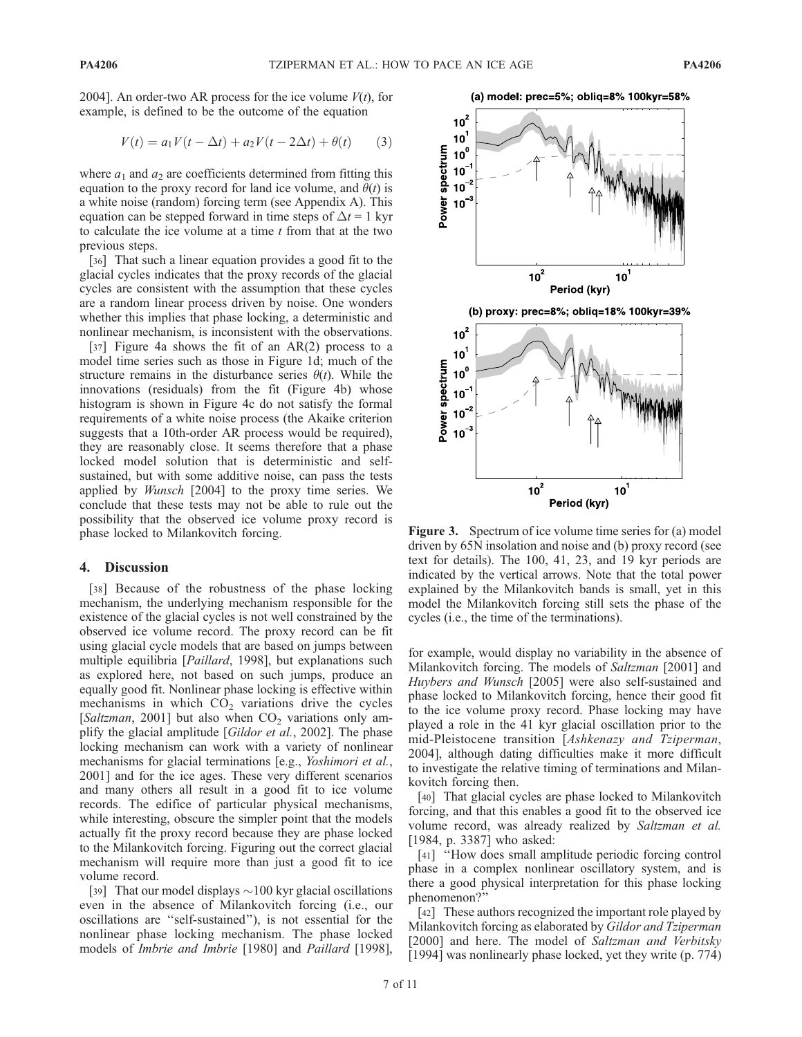2004]. An order-two AR process for the ice volume $V(t)$, for example, is defined to be the outcome of the equation

$$V(t) = a_1 V(t - \Delta t) + a_2 V(t - 2\Delta t) + \theta(t) \qquad (3)$$

where $a_1$ and $a_2$ are coefficients determined from fitting this equation to the proxy record for land ice volume, and $\theta(t)$ is a white noise (random) forcing term (see Appendix A). This equation can be stepped forward in time steps of $\Delta t = 1$ kyr to calculate the ice volume at a time $t$ from that at the two previous steps.

[36] That such a linear equation provides a good fit to the glacial cycles indicates that the proxy records of the glacial cycles are consistent with the assumption that these cycles are a random linear process driven by noise. One wonders whether this implies that phase locking, a deterministic and nonlinear mechanism, is inconsistent with the observations.

[37] Figure 4a shows the fit of an AR(2) process to a model time series such as those in Figure 1d; much of the structure remains in the disturbance series $\theta(t)$. While the innovations (residuals) from the fit (Figure 4b) whose histogram is shown in Figure 4c do not satisfy the formal requirements of a white noise process (the Akaike criterion suggests that a 10th-order AR process would be required), they are reasonably close. It seems therefore that a phase locked model solution that is deterministic and self-sustained, but with some additive noise, can pass the tests applied by *Wunsch* [2004] to the proxy time series. We conclude that these tests may not be able to rule out the possibility that the observed ice volume proxy record is phase locked to Milankovitch forcing.

**Figure 3.** Spectrum of ice volume time series for (a) model driven by 65N insolation and noise and (b) proxy record (see text for details). The 100, 41, 23, and 19 periods are indicated by the vertical arrows. Note that the total power explained by the Milankovitch bands is small, yet in this model the Milankovitch forcing still sets the phase of the cycles (i.e., the time of the terminations).

## 4. Discussion

[38] Because of the robustness of the phase locking mechanism, the underlying mechanism responsible for the existence of the glacial cycles is not well constrained by the observed ice volume record. The proxy record can be fit using glacial cycle models that are based on jumps between multiple equilibria [*Paillard*, 1998], but explanations such as explored here, not based on such jumps, produce an equally good fit. Nonlinear phase locking is effective within mechanisms in which $CO_2$ variations drive the cycles [*Saltzman*, 2001] but also when $CO_2$ variations only amplify the glacial amplitude [*Gildor et al.*, 2002]. The phase locking mechanism can work with a variety of nonlinear mechanisms for glacial terminations [e.g., *Yoshimori et al.*, 2001] and for the ice ages. These very different scenarios and many others all result in a good fit to ice volume records. The edifice of particular physical mechanisms, while interesting, obscure the simpler point that the models actually fit the proxy record because they are phase locked to the Milankovitch forcing. Figuring out the correct glacial mechanism will require more than just a good fit to ice volume record.

[39] That our model displays ~100 kyr glacial oscillations even in the absence of Milankovitch forcing (i.e., our oscillations are "self-sustained"), is not essential for the nonlinear phase locking mechanism. The phase locked models of *Imbrie and Imbrie* [1980] and *Paillard* [1998], for example, would display no variability in the absence of Milankovitch forcing. The models of *Saltzman* [2001] and *Huybers and Wunsch* [2005] were also self-sustained and phase locked to Milankovitch forcing, hence their good fit to the ice volume proxy record. Phase locking may have played a role in the 41 kyr glacial oscillation prior to the mid-Pleistocene transition [*Ashkenazy and Tziperman*, 2004], although dating difficulties make it more difficult to investigate the relative timing of terminations and Milankovitch forcing then.

[40] That glacial cycles are phase locked to Milankovitch forcing, and that this enables a good fit to the observed ice volume record, was already realized by *Saltzman et al.* [1984, p. 3387] who asked:

[41] "How does small amplitude periodic forcing control phase in a complex nonlinear oscillatory system, and is there a good physical interpretation for this phase locking phenomenon?"

[42] These authors recognized the important role played by Milankovitch forcing as elaborated by *Gildor and Tziperman* [2000] and here. The model of *Saltzman and Verbitsky* [1994] was nonlinearly phase locked, yet they write (p. 774)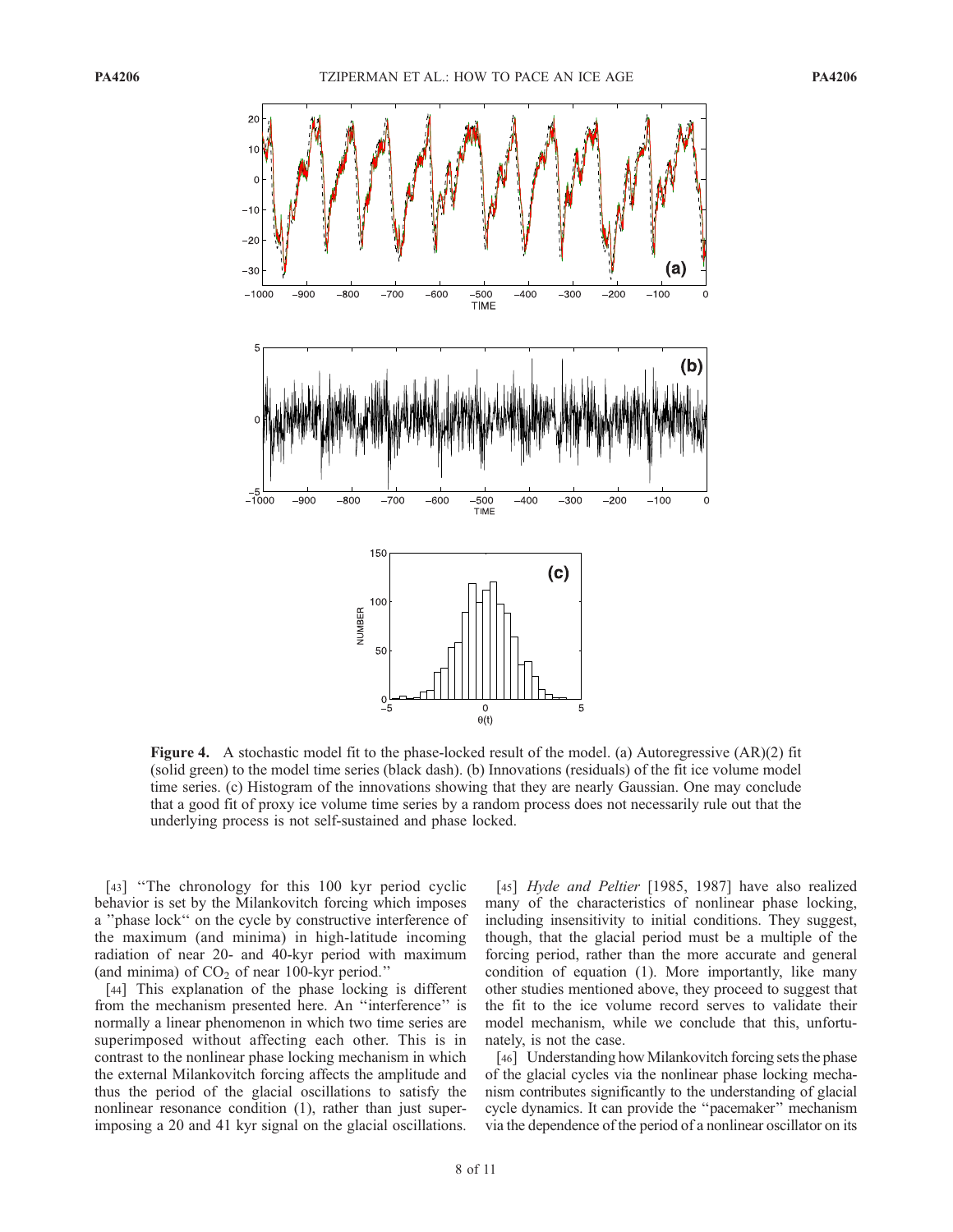**Figure 4.** A stochastic model fit to the phase-locked result of the model. (a) Autoregressive (AR)(2) fit (solid green) to the model time series (black dash). (b) Innovations (residuals) of the fit ice volume model time series. (c) Histogram of the innovations showing that they are nearly Gaussian. One may conclude that a good fit of proxy ice volume time series by a random process does not necessarily rule out that the underlying process is not self-sustained and phase locked.

[43] "The chronology for this 100 kyr period cyclic behavior is set by the Milankovitch forcing which imposes a "phase lock" on the cycle by constructive interference of the maximum (and minima) in high-latitude incoming radiation of near 20- and 40-kyr period with maximum (and minima) of $CO_2$ of near 100-kyr period."

[44] This explanation of the phase locking is different from the mechanism presented here. An "interference" is normally a linear phenomenon in which two time series are superimposed without affecting each other. This is in contrast to the nonlinear phase locking mechanism in which the external Milankovitch forcing affects the amplitude and thus the period of the glacial oscillations to satisfy the nonlinear resonance condition (1), rather than just superimposing a 20 and 41 kyr signal on the glacial oscillations.

[45] *Hyde and Peltier* [1985, 1987] have also realized many of the characteristics of nonlinear phase locking, including insensitivity to initial conditions. They suggest, though, that the glacial period must be a multiple of the forcing period, rather than the more accurate and general condition of equation (1). More importantly, like many other studies mentioned above, they proceed to suggest that the fit to the ice volume record serves to validate their model mechanism, while we conclude that this, unfortunately, is not the case.

[46] Understanding how Milankovitch forcing sets the phase of the glacial cycles via the nonlinear phase locking mechanism contributes significantly to the understanding of glacial cycle dynamics. It can provide the "pacemaker" mechanism via the dependence of the period of a nonlinear oscillator on its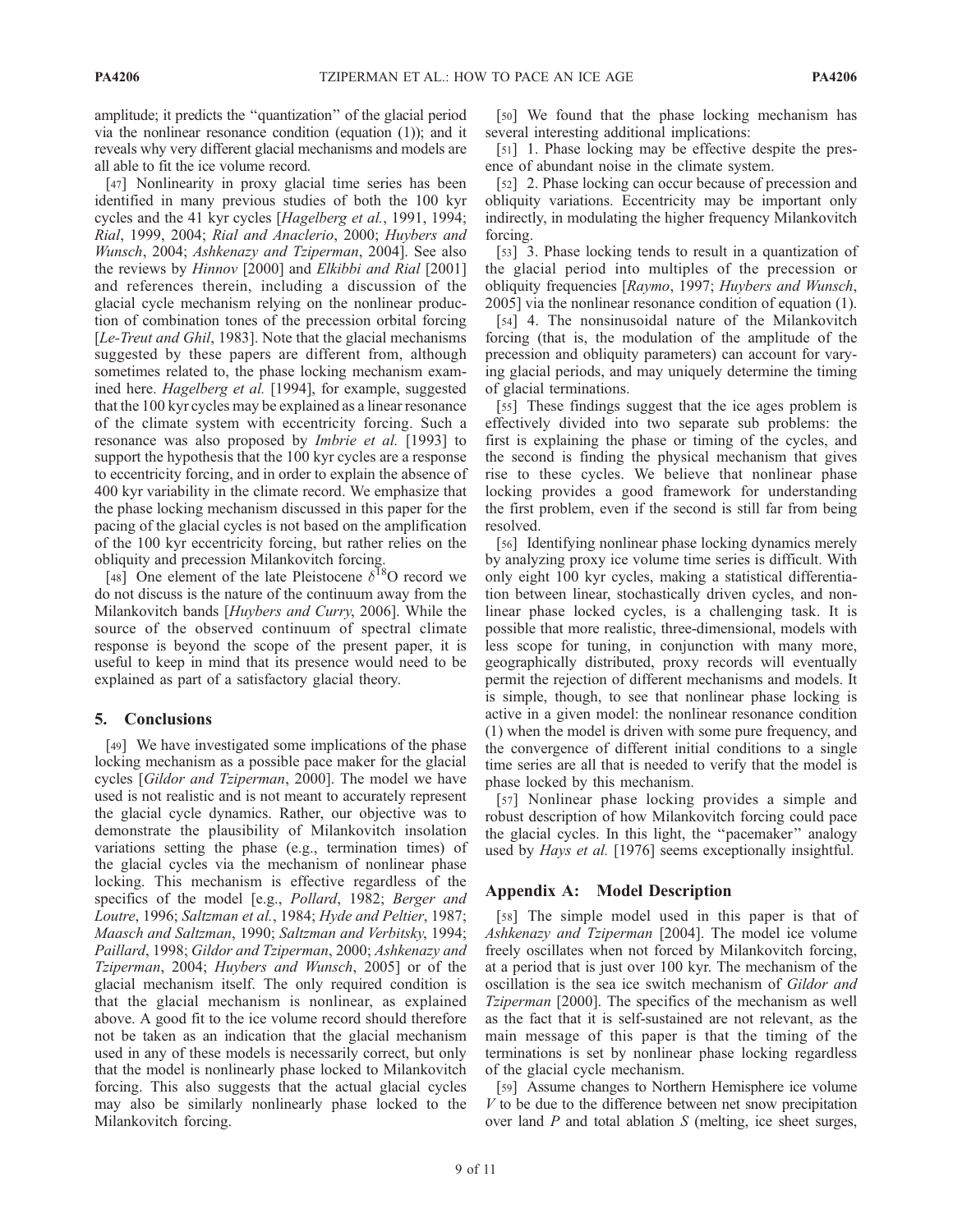amplitude; it predicts the "quantization" of the glacial period via the nonlinear resonance condition (equation (1)); and it reveals why very different glacial mechanisms and models are all able to fit the ice volume record.

[47] Nonlinearity in proxy glacial time series has been identified in many previous studies of both the 100 kyr cycles and the 41 kyr cycles [*Hagelberg et al.*, 1991, 1994; *Rial*, 1999, 2004; *Rial and Anaclerio*, 2000; *Huybers and Wunsch*, 2004; *Ashkenazy and Tziperman*, 2004]. See also the reviews by *Hinnov* [2000] and *Elkibbi and Rial* [2001] and references therein, including a discussion of the glacial cycle mechanism relying on the nonlinear production of combination tones of the precession orbital forcing [*Le-Treut and Ghil*, 1983]. Note that the glacial mechanisms suggested by these papers are different from, although sometimes related to, the phase locking mechanism examined here. *Hagelberg et al.* [1994], for example, suggested that the 100 kyr cycles may be explained as a linear resonance of the climate system with eccentricity forcing. Such a resonance was also proposed by *Imbrie et al.* [1993] to support the hypothesis that the 100 kyr cycles are a response to eccentricity forcing, and in order to explain the absence of 400 kyr variability in the climate record. We emphasize that the phase locking mechanism discussed in this paper for the pacing of the glacial cycles is not based on the amplification of the 100 kyr eccentricity forcing, but rather relies on the obliquity and precession Milankovitch forcing.

[48] One element of the late Pleistocene $\delta^{18}$O record we do not discuss is the nature of the continuum away from the Milankovitch bands [*Huybers and Curry*, 2006]. While the source of the observed continuum of spectral climate response is beyond the scope of the present paper, it is useful to keep in mind that its presence would need to be explained as part of a satisfactory glacial theory.

## 5. Conclusions

[49] We have investigated some implications of the phase locking mechanism as a possible pace maker for the glacial cycles [*Gildor and Tziperman*, 2000]. The model we have used is not realistic and is not meant to accurately represent the glacial cycle dynamics. Rather, our objective was to demonstrate the plausibility of Milankovitch insolation variations setting the phase (e.g., termination times) of the glacial cycles via the mechanism of nonlinear phase locking. This mechanism is effective regardless of the specifics of the model [e.g., *Pollard*, 1982; *Berger and Loutre*, 1996; *Saltzman et al.*, 1984; *Hyde and Peltier*, 1987; *Maasch and Saltzman*, 1990; *Saltzman and Verbitsky*, 1994; *Paillard*, 1998; *Gildor and Tziperman*, 2000; *Ashkenazy and Tziperman*, 2004; *Huybers and Wunsch*, 2005] or of the glacial mechanism itself. The only required condition is that the glacial mechanism is nonlinear, as explained above. A good fit to the ice volume record should therefore not be taken as an indication that the glacial mechanism used in any of these models is necessarily correct, but only that the model is nonlinearly phase locked to Milankovitch forcing. This also suggests that the actual glacial cycles may also be similarly nonlinearly phase locked to the Milankovitch forcing.

[50] We found that the phase locking mechanism has several interesting additional implications:

[51] 1. Phase locking may be effective despite the presence of abundant noise in the climate system.

[52] 2. Phase locking can occur because of precession and obliquity variations. Eccentricity may be important only indirectly, in modulating the higher frequency Milankovitch forcing.

[53] 3. Phase locking tends to result in a quantization of the glacial period into multiples of the precession or obliquity frequencies [*Raymo*, 1997; *Huybers and Wunsch*, 2005] via the nonlinear resonance condition of equation (1).

[54] 4. The nonsinusoidal nature of the Milankovitch forcing (that is, the modulation of the amplitude of the precession and obliquity parameters) can account for varying glacial periods, and may uniquely determine the timing of glacial terminations.

[55] These findings suggest that the ice ages problem is effectively divided into two separate sub problems: the first is explaining the phase or timing of the cycles, and the second is finding the physical mechanism that gives rise to these cycles. We believe that nonlinear phase locking provides a good framework for understanding the first problem, even if the second is still far from being resolved.

[56] Identifying nonlinear phase locking dynamics merely by analyzing proxy ice volume time series is difficult. With only eight 100 kyr cycles, making a statistical differentiation between linear, stochastically driven cycles, and nonlinear phase locked cycles, is a challenging task. It is possible that more realistic, three-dimensional, models with less scope for tuning, in conjunction with many more, geographically distributed, proxy records will eventually permit the rejection of different mechanisms and models. It is simple, though, to see that nonlinear phase locking is active in a given model: the nonlinear resonance condition (1) when the model is driven with some pure frequency, and the convergence of different initial conditions to a single time series are all that is needed to verify that the model is phase locked by this mechanism.

[57] Nonlinear phase locking provides a simple and robust description of how Milankovitch forcing could pace the glacial cycles. In this light, the "pacemaker" analogy used by *Hays et al.* [1976] seems exceptionally insightful.

## Appendix A: Model Description

[58] The simple model used in this paper is that of *Ashkenazy and Tziperman* [2004]. The model ice volume freely oscillates when not forced by Milankovitch forcing, at a period that is just over 100 kyr. The mechanism of the oscillation is the sea ice switch mechanism of *Gildor and Tziperman* [2000]. The specifics of the mechanism as well as the fact that it is self-sustained are not relevant, as the main message of this paper is that the timing of the terminations is set by nonlinear phase locking regardless of the glacial cycle mechanism.

[59] Assume changes to Northern Hemisphere ice volume $V$ to be due to the difference between net snow precipitation over land $P$ and total ablation $S$ (melting, ice sheet surges,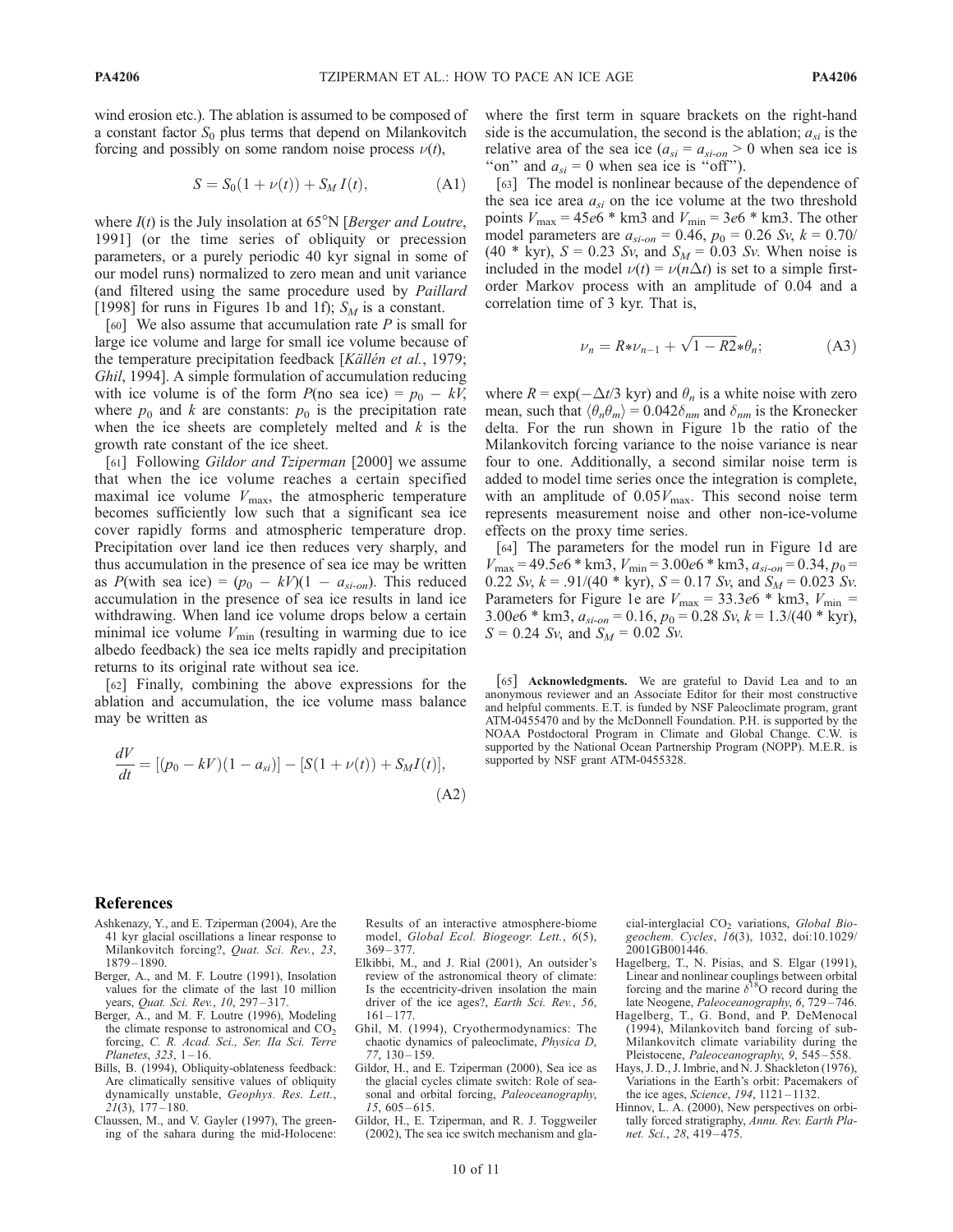wind erosion etc.). The ablation is assumed to be composed of a constant factor $S_0$ plus terms that depend on Milankovitch forcing and possibly on some random noise process $\nu(t)$,

$$S = S_0(1 + \nu(t)) + S_M I(t), \tag{A1}$$

where $I(t)$ is the July insolation at 65°N [*Berger and Loutre*, 1991] (or the time series of obliquity or precession parameters, or a purely periodic 40 kyr signal in some of our model runs) normalized to zero mean and unit variance (and filtered using the same procedure used by *Paillard* [1998] for runs in Figures 1b and 1f); $S_M$ is a constant.

[60] We also assume that accumulation rate $P$ is small for large ice volume and large for small ice volume because of the temperature precipitation feedback [*Källén et al.*, 1979; *Ghil*, 1994]. A simple formulation of accumulation reducing with ice volume is of the form $P$(no sea ice) = $p_0 - kV$, where $p_0$ and $k$ are constants: $p_0$ is the precipitation rate when the ice sheets are completely melted and $k$ is the growth rate constant of the ice sheet.

[61] Following *Gildor and Tziperman* [2000] we assume that when the ice volume reaches a certain specified maximal ice volume $V_{\max}$, the atmospheric temperature becomes sufficiently low such that a significant sea ice cover rapidly forms and atmospheric temperature drop. Precipitation over land ice then reduces very sharply, and thus accumulation in the presence of sea ice may be written as $P$(with sea ice) = $(p_0 - kV)(1 - a_{si\text{-}on})$. This reduced accumulation in the presence of sea ice results in land ice withdrawing. When land ice volume drops below a certain minimal ice volume $V_{\min}$ (resulting in warming due to ice albedo feedback) the sea ice melts rapidly and precipitation returns to its original rate without sea ice.

[62] Finally, combining the above expressions for the ablation and accumulation, the ice volume mass balance may be written as

$$\frac{dV}{dt} = [(p_0 - kV)(1 - a_{si})] - [S(1 + \nu(t)) + S_M I(t)], \tag{A2}$$

where the first term in square brackets on the right-hand side is the accumulation, the second is the ablation; $a_{si}$ is the relative area of the sea ice ($a_{si} = a_{si\text{-}on} > 0$ when sea ice is "on" and $a_{si} = 0$ when sea ice is "off").

[63] The model is nonlinear because of the dependence of the sea ice area $a_{si}$ on the ice volume at the two threshold points $V_{\max} = 45e6$ * km3 and $V_{\min} = 3e6$ * km3. The other model parameters are $a_{si\text{-}on} = 0.46$, $p_0 = 0.26$ *Sv*, $k = 0.70/(40$ * kyr), $S = 0.23$ *Sv*, and $S_M = 0.03$ *Sv*. When noise is included in the model $\nu(t) = \nu(n\Delta t)$ is set to a simple first-order Markov process with an amplitude of 0.04 and a correlation time of 3 kyr. That is,

$$\nu_n = R * \nu_{n-1} + \sqrt{1 - R2} * \theta_n; \tag{A3}$$

where $R = \exp(-\Delta t/3 \text{ kyr})$ and $\theta_n$ is a white noise with zero mean, such that $\langle \theta_n \theta_m \rangle = 0.042\delta_{nm}$ and $\delta_{nm}$ is the Kronecker delta. For the run shown in Figure 1b the ratio of the Milankovitch forcing variance to the noise variance is near four to one. Additionally, a second similar noise term is added to model time series once the integration is complete, with an amplitude of $0.05V_{\max}$. This second noise term represents measurement noise and other non-ice-volume effects on the proxy time series.

[64] The parameters for the model run in Figure 1d are $V_{\max} = 49.5e6$ * km3, $V_{\min} = 3.00e6$ * km3, $a_{si\text{-}on} = 0.34$, $p_0 = 0.22$ *Sv*, $k = .91/(40$ * kyr), $S = 0.17$ *Sv*, and $S_M = 0.023$ *Sv*. Parameters for Figure 1e are $V_{\max} = 33.3e6$ * km3, $V_{\min} = 3.00e6$ * km3, $a_{si\text{-}on} = 0.16$, $p_0 = 0.28$ *Sv*, $k = 1.3/(40$ * kyr), $S = 0.24$ *Sv*, and $S_M = 0.02$ *Sv*.

[65] **Acknowledgments.** We are grateful to David Lea and to an anonymous reviewer and an Associate Editor for their most constructive and helpful comments. E.T. is funded by NSF Paleoclimate program, grant ATM-0455470 and by the McDonnell Foundation. P.H. is supported by the NOAA Postdoctoral Program in Climate and Global Change. C.W. is supported by the National Ocean Partnership Program (NOPP). M.E.R. is supported by NSF grant ATM-0455328.

# References

Ashkenazy, Y., and E. Tziperman (2004), Are the 41 kyr glacial oscillations a linear response to Milankovitch forcing?, *Quat. Sci. Rev.*, *23*, 1879–1890.

Berger, A., and M. F. Loutre (1991), Insolation values for the climate of the last 10 million years, *Quat. Sci. Rev.*, *10*, 297–317.

Berger, A., and M. F. Loutre (1996), Modeling the climate response to astronomical and $CO_2$ forcing, *C. R. Acad. Sci., Ser. IIa Sci. Terre Planetes*, *323*, 1–16.

Bills, B. (1994), Obliquity-oblateness feedback: Are climatically sensitive values of obliquity dynamically unstable, *Geophys. Res. Lett.*, *21*(3), 177–180.

Claussen, M., and V. Gayler (1997), The greening of the sahara during the mid-Holocene: Results of an interactive atmosphere-biome model, *Global Ecol. Biogeogr. Lett.*, *6*(5), 369–377.

Elkibbi, M., and J. Rial (2001), An outsider's review of the astronomical theory of climate: Is the eccentricity-driven insolation the main driver of the ice ages?, *Earth Sci. Rev.*, *56*, 161–177.

Ghil, M. (1994), Cryothermodynamics: The chaotic dynamics of paleoclimate, *Physica D*, *77*, 130–159.

Gildor, H., and E. Tziperman (2000), Sea ice as the glacial cycles climate switch: Role of seasonal and orbital forcing, *Paleoceanography*, *15*, 605–615.

Gildor, H., E. Tziperman, and R. J. Toggweiler (2002), The sea ice switch mechanism and glacial-interglacial $CO_2$ variations, *Global Biogeochem. Cycles*, *16*(3), 1032, doi:10.1029/2001GB001446.

Hagelberg, T., N. Pisias, and S. Elgar (1991), Linear and nonlinear couplings between orbital forcing and the marine $\delta^{18}O$ record during the late Neogene, *Paleoceanography*, *6*, 729–746.

Hagelberg, T., G. Bond, and P. DeMenocal (1994), Milankovitch band forcing of sub-Milankovitch climate variability during the Pleistocene, *Paleoceanography*, *9*, 545–558.

Hays, J. D., J. Imbrie, and N. J. Shackleton (1976), Variations in the Earth's orbit: Pacemakers of the ice ages, *Science*, *194*, 1121–1132.

Hinnov, L. A. (2000), New perspectives on orbitally forced stratigraphy, *Annu. Rev. Earth Planet. Sci.*, *28*, 419–475.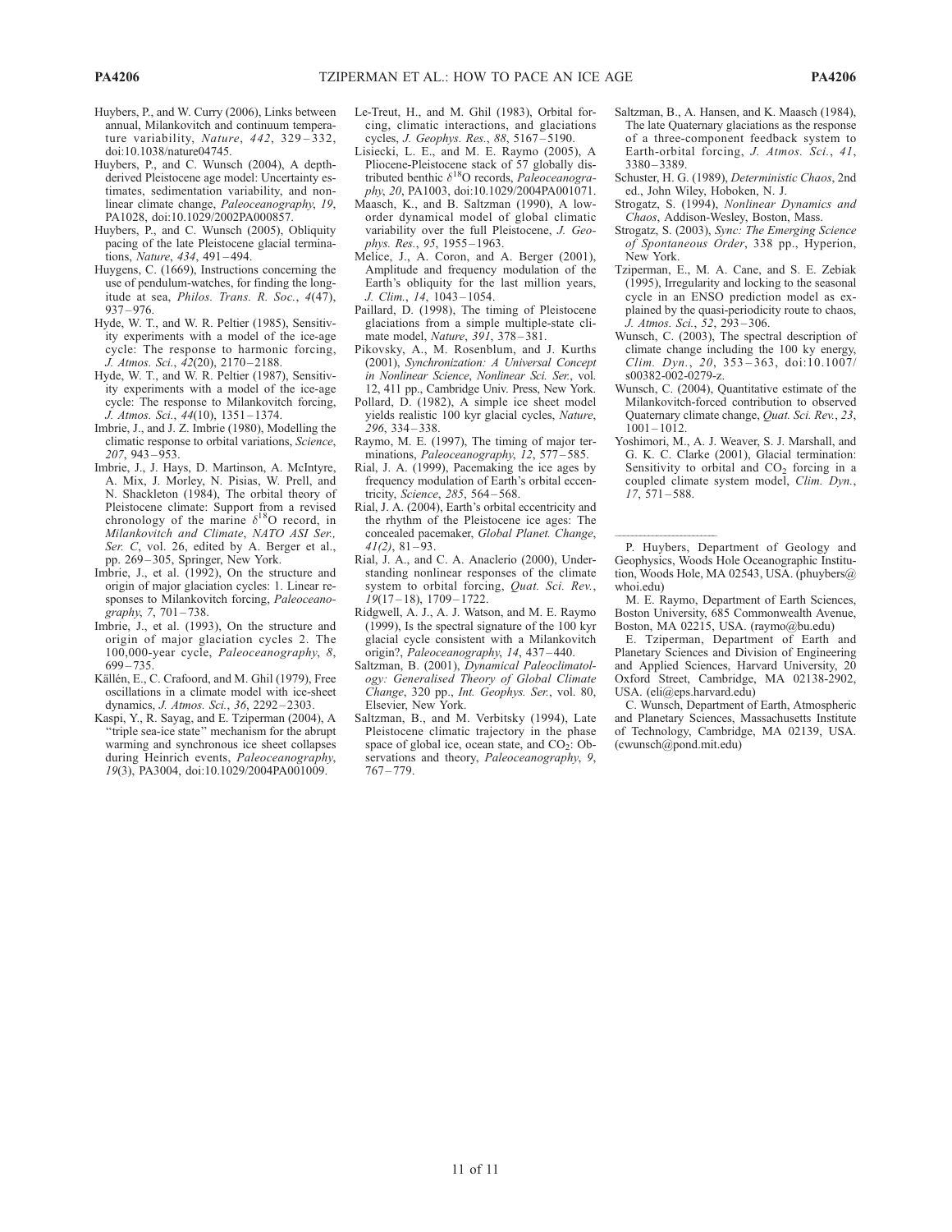Huybers, P., and W. Curry (2006), Links between annual, Milankovitch and continuum temperature variability, *Nature*, *442*, 329–332, doi:10.1038/nature04745.

Huybers, P., and C. Wunsch (2004), A depth-derived Pleistocene age model: Uncertainty estimates, sedimentation variability, and nonlinear climate change, *Paleoceanography*, *19*, PA1028, doi:10.1029/2002PA000857.

Huybers, P., and C. Wunsch (2005), Obliquity pacing of the late Pleistocene glacial terminations, *Nature*, *434*, 491–494.

Huygens, C. (1669), Instructions concerning the use of pendulum-watches, for finding the longitude at sea, *Philos. Trans. R. Soc.*, *4*(47), 937–976.

Hyde, W. T., and W. R. Peltier (1985), Sensitivity experiments with a model of the ice-age cycle: The response to harmonic forcing, *J. Atmos. Sci.*, *42*(20), 2170–2188.

Hyde, W. T., and W. R. Peltier (1987), Sensitivity experiments with a model of the ice-age cycle: The response to Milankovitch forcing, *J. Atmos. Sci.*, *44*(10), 1351–1374.

Imbrie, J., and J. Z. Imbrie (1980), Modelling the climatic response to orbital variations, *Science*, *207*, 943–953.

Imbrie, J., J. Hays, D. Martinson, A. McIntyre, A. Mix, J. Morley, N. Pisias, W. Prell, and N. Shackleton (1984), The orbital theory of Pleistocene climate: Support from a revised chronology of the marine $\delta^{18}$O record, in *Milankovitch and Climate*, *NATO ASI Ser., Ser. C*, vol. 26, edited by A. Berger et al., pp. 269–305, Springer, New York.

Imbrie, J., et al. (1992), On the structure and origin of major glaciation cycles: 1. Linear responses to Milankovitch forcing, *Paleoceanography*, *7*, 701–738.

Imbrie, J., et al. (1993), On the structure and origin of major glaciation cycles 2. The 100,000-year cycle, *Paleoceanography*, *8*, 699–735.

Källén, E., C. Crafoord, and M. Ghil (1979), Free oscillations in a climate model with ice-sheet dynamics, *J. Atmos. Sci.*, *36*, 2292–2303.

Kaspi, Y., R. Sayag, and E. Tziperman (2004), A "triple sea-ice state" mechanism for the abrupt warming and synchronous ice sheet collapses during Heinrich events, *Paleoceanography*, *19*(3), PA3004, doi:10.1029/2004PA001009.

Le-Treut, H., and M. Ghil (1983), Orbital forcing, climatic interactions, and glaciations cycles, *J. Geophys. Res.*, *88*, 5167–5190.

Lisiecki, L. E., and M. E. Raymo (2005), A Pliocene-Pleistocene stack of 57 globally distributed benthic $\delta^{18}$O records, *Paleoceanography*, *20*, PA1003, doi:10.1029/2004PA001071.

Maasch, K., and B. Saltzman (1990), A low-order dynamical model of global climatic variability over the full Pleistocene, *J. Geophys. Res.*, *95*, 1955–1963.

Melice, J., A. Coron, and A. Berger (2001), Amplitude and frequency modulation of the Earth's obliquity for the last million years, *J. Clim.*, *14*, 1043–1054.

Paillard, D. (1998), The timing of Pleistocene glaciations from a simple multiple-state climate model, *Nature*, *391*, 378–381.

Pikovsky, A., M. Rosenblum, and J. Kurths (2001), *Synchronization: A Universal Concept in Nonlinear Science*, *Nonlinear Sci. Ser.*, vol. 12, 411 pp., Cambridge Univ. Press, New York.

Pollard, D. (1982), A simple ice sheet model yields realistic 100 kyr glacial cycles, *Nature*, *296*, 334–338.

Raymo, M. E. (1997), The timing of major terminations, *Paleoceanography*, *12*, 577–585.

Rial, J. A. (1999), Pacemaking the ice ages by frequency modulation of Earth's orbital eccentricity, *Science*, *285*, 564–568.

Rial, J. A. (2004), Earth's orbital eccentricity and the rhythm of the Pleistocene ice ages: The concealed pacemaker, *Global Planet. Change*, *41(2)*, 81–93.

Rial, J. A., and C. A. Anaclerio (2000), Understanding nonlinear responses of the climate system to orbital forcing, *Quat. Sci. Rev.*, *19*(17–18), 1709–1722.

Ridgwell, A. J., A. J. Watson, and M. E. Raymo (1999), Is the spectral signature of the 100 kyr glacial cycle consistent with a Milankovitch origin?, *Paleoceanography*, *14*, 437–440.

Saltzman, B. (2001), *Dynamical Paleoclimatology: Generalised Theory of Global Climate Change*, 320 pp., *Int. Geophys. Ser.*, vol. 80, Elsevier, New York.

Saltzman, B., and M. Verbitsky (1994), Late Pleistocene climatic trajectory in the phase space of global ice, ocean state, and $CO_2$: Observations and theory, *Paleoceanography*, *9*, 767–779.

Saltzman, B., A. Hansen, and K. Maasch (1984), The late Quaternary glaciations as the response of a three-component feedback system to Earth-orbital forcing, *J. Atmos. Sci.*, *41*, 3380–3389.

Schuster, H. G. (1989), *Deterministic Chaos*, 2nd ed., John Wiley, Hoboken, N. J.

Strogatz, S. (1994), *Nonlinear Dynamics and Chaos*, Addison-Wesley, Boston, Mass.

Strogatz, S. (2003), *Sync: The Emerging Science of Spontaneous Order*, 338 pp., Hyperion, New York.

Tziperman, E., M. A. Cane, and S. E. Zebiak (1995), Irregularity and locking to the seasonal cycle in an ENSO prediction model as explained by the quasi-periodicity route to chaos, *J. Atmos. Sci.*, *52*, 293–306.

Wunsch, C. (2003), The spectral description of climate change including the 100 ky energy, *Clim. Dyn.*, *20*, 353–363, doi:10.1007/s00382-002-0279-z.

Wunsch, C. (2004), Quantitative estimate of the Milankovitch-forced contribution to observed Quaternary climate change, *Quat. Sci. Rev.*, *23*, 1001–1012.

Yoshimori, M., A. J. Weaver, S. J. Marshall, and G. K. C. Clarke (2001), Glacial termination: Sensitivity to orbital and $CO_2$ forcing in a coupled climate system model, *Clim. Dyn.*, *17*, 571–588.

---

P. Huybers, Department of Geology and Geophysics, Woods Hole Oceanographic Institution, Woods Hole, MA 02543, USA. (phuybers@whoi.edu)

M. E. Raymo, Department of Earth Sciences, Boston University, 685 Commonwealth Avenue, Boston, MA 02215, USA. (raymo@bu.edu)

E. Tziperman, Department of Earth and Planetary Sciences and Division of Engineering and Applied Sciences, Harvard University, 20 Oxford Street, Cambridge, MA 02138-2902, USA. (eli@eps.harvard.edu)

C. Wunsch, Department of Earth, Atmospheric and Planetary Sciences, Massachusetts Institute of Technology, Cambridge, MA 02139, USA. (cwunsch@pond.mit.edu)